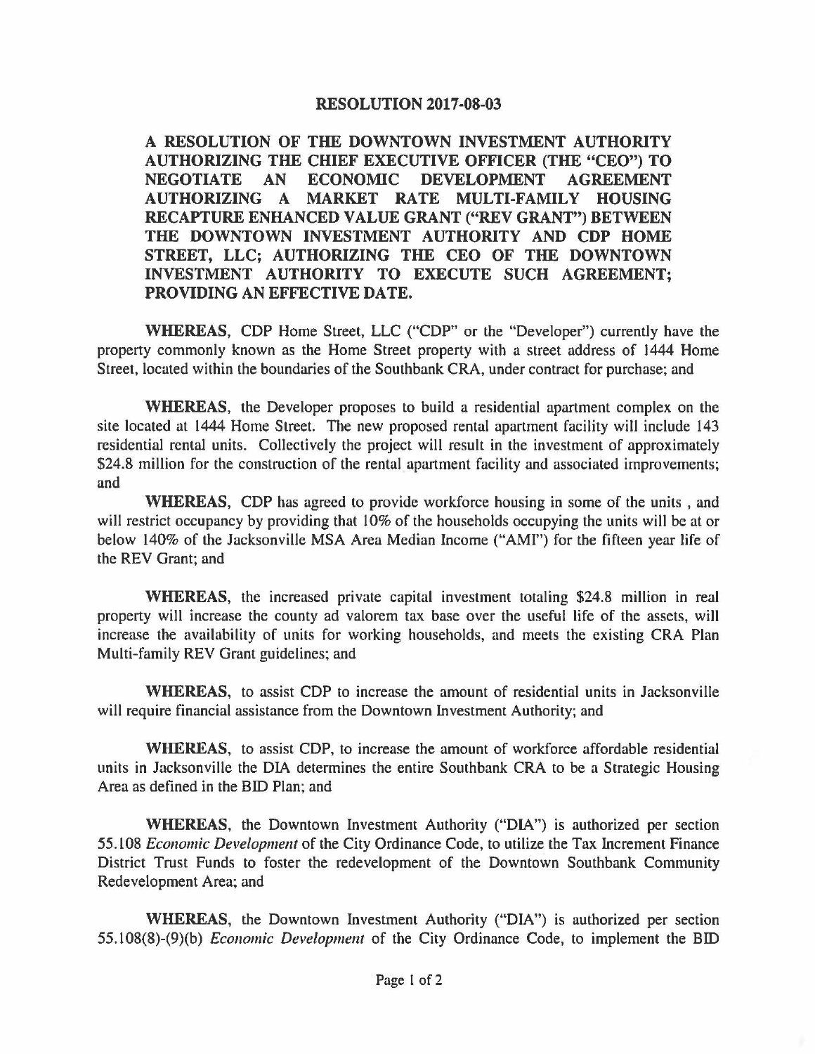# RESOLUTION 2017-08-03

**A RESOLUTION OF THE DOWNTOWN INVESTMENT AUTHORITY AUTHORIZING THE CHIEF EXECUTIVE OFFICER (THE "CEO") TO NEGOTIATE AN ECONOMIC DEVELOPMENT AGREEMENT AUTHORIZING A MARKET RATE MULTI-FAMILY HOUSING RECAPTURE ENHANCED VALUE GRANT ("REV GRANT") BETWEEN THE DOWNTOWN INVESTMENT AUTHORITY AND CDP HOME STREET, LLC; AUTHORIZING THE CEO OF THE DOWNTOWN INVESTMENT AUTHORITY TO EXECUTE SUCH AGREEMENT; PROVIDING AN EFFECTIVE DATE.**

**WHEREAS**, CDP Home Street, LLC ("CDP" or the "Developer") currently have the property commonly known as the Home Street property with a street address of 1444 Home Street, located within the boundaries of the Southbank CRA, under contract for purchase; and

**WHEREAS**, the Developer proposes to build a residential apartment complex on the site located at 1444 Home Street. The new proposed rental apartment facility will include 143 residential rental units. Collectively the project will result in the investment of approximately $24.8 million for the construction of the rental apartment facility and associated improvements; and

**WHEREAS**, CDP has agreed to provide workforce housing in some of the units , and will restrict occupancy by providing that 10% of the households occupying the units will be at or below 140% of the Jacksonville MSA Area Median Income ("AMI") for the fifteen year life of the REV Grant; and

**WHEREAS**, the increased private capital investment totaling $24.8 million in real property will increase the county ad valorem tax base over the useful life of the assets, will increase the availability of units for working households, and meets the existing CRA Plan Multi-family REV Grant guidelines; and

**WHEREAS**, to assist CDP to increase the amount of residential units in Jacksonville will require financial assistance from the Downtown Investment Authority; and

**WHEREAS**, to assist CDP, to increase the amount of workforce affordable residential units in Jacksonville the DIA determines the entire Southbank CRA to be a Strategic Housing Area as defined in the BID Plan; and

**WHEREAS**, the Downtown Investment Authority ("DIA") is authorized per section 55.108 *Economic Development* of the City Ordinance Code, to utilize the Tax Increment Finance District Trust Funds to foster the redevelopment of the Downtown Southbank Community Redevelopment Area; and

**WHEREAS**, the Downtown Investment Authority ("DIA") is authorized per section 55.108(8)-(9)(b) *Economic Development* of the City Ordinance Code, to implement the BID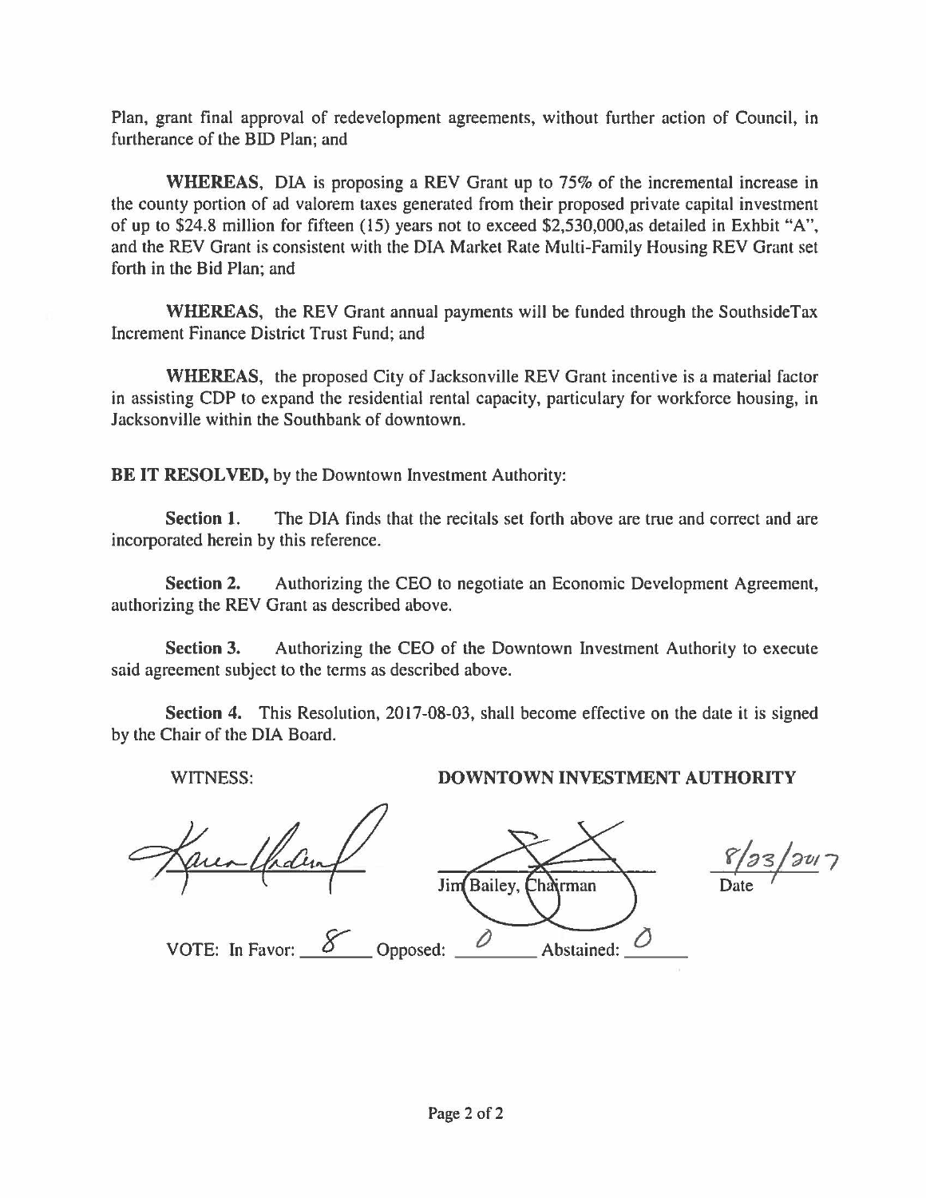Plan, grant final approval of redevelopment agreements, without further action of Council, in furtherance of the BID Plan; and

**WHEREAS**, DIA is proposing a REV Grant up to 75% of the incremental increase in the county portion of ad valorem taxes generated from their proposed private capital investment of up to $24.8 million for fifteen (15) years not to exceed $2,530,000,as detailed in Exhbit "A", and the REV Grant is consistent with the DIA Market Rate Multi-Family Housing REV Grant set forth in the Bid Plan; and

**WHEREAS**, the REV Grant annual payments will be funded through the SouthsideTax Increment Finance District Trust Fund; and

**WHEREAS**, the proposed City of Jacksonville REV Grant incentive is a material factor in assisting CDP to expand the residential rental capacity, particulary for workforce housing, in Jacksonville within the Southbank of downtown.

**BE IT RESOLVED,** by the Downtown Investment Authority:

**Section 1.** The DIA finds that the recitals set forth above are true and correct and are incorporated herein by this reference.

**Section 2.** Authorizing the CEO to negotiate an Economic Development Agreement, authorizing the REV Grant as described above.

**Section 3.** Authorizing the CEO of the Downtown Investment Authority to execute said agreement subject to the terms as described above.

**Section 4.** This Resolution, 2017-08-03, shall become effective on the date it is signed by the Chair of the DIA Board.

WITNESS:

**DOWNTOWN INVESTMENT AUTHORITY**

Jim Bailey, Chairman

8/23/2017
Date

VOTE: In Favor: 8 Opposed: 0 Abstained: 0